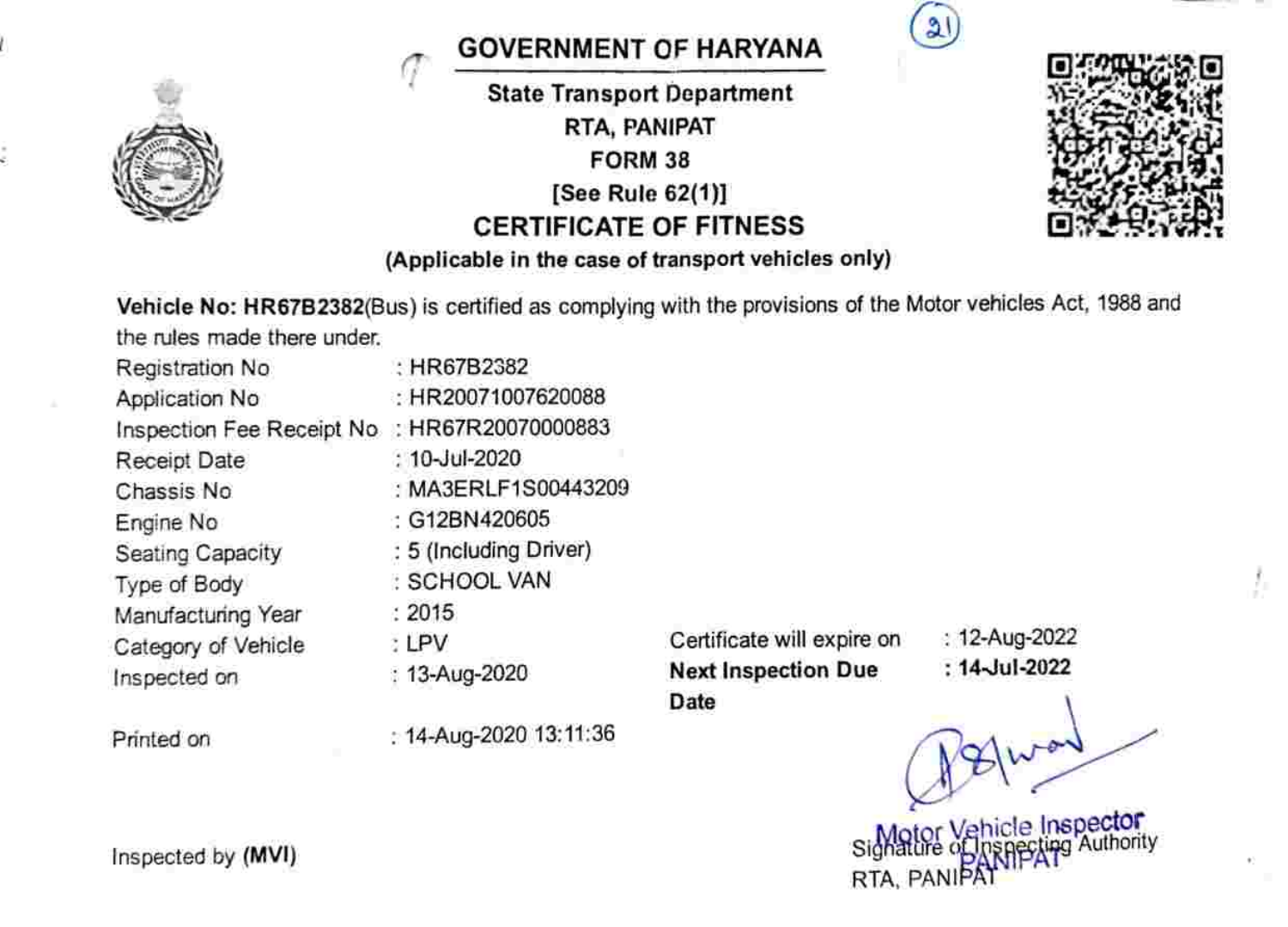# GOVERNMENT OF HARYANA

**State Transport Department**

**RTA, PANIPAT**

**FORM 38**

**[See Rule 62(1)]**

## CERTIFICATE OF FITNESS

**(Applicable in the case of transport vehicles only)**

**Vehicle No: HR67B2382**(Bus) is certified as complying with the provisions of the Motor vehicles Act, 1988 and the rules made there under.

| | |
|---|---|
| Registration No | : HR67B2382 |
| Application No | : HR20071007620088 |
| Inspection Fee Receipt No | : HR67R20070000883 |
| Receipt Date | : 10-Jul-2020 |
| Chassis No | : MA3ERLF1S00443209 |
| Engine No | : G12BN420605 |
| Seating Capacity | : 5 (Including Driver) |
| Type of Body | : SCHOOL VAN |
| Manufacturing Year | : 2015 |
| Category of Vehicle | : LPV |
| Inspected on | : 13-Aug-2020 |
| Printed on | : 14-Aug-2020 13:11:36 |

Certificate will expire on : 12-Aug-2022

**Next Inspection Due Date** : **14-Jul-2022**

Inspected by **(MVI)**

Signature of Inspecting Authority
RTA, PANIPAT

Motor Vehicle Inspector
PANIPAT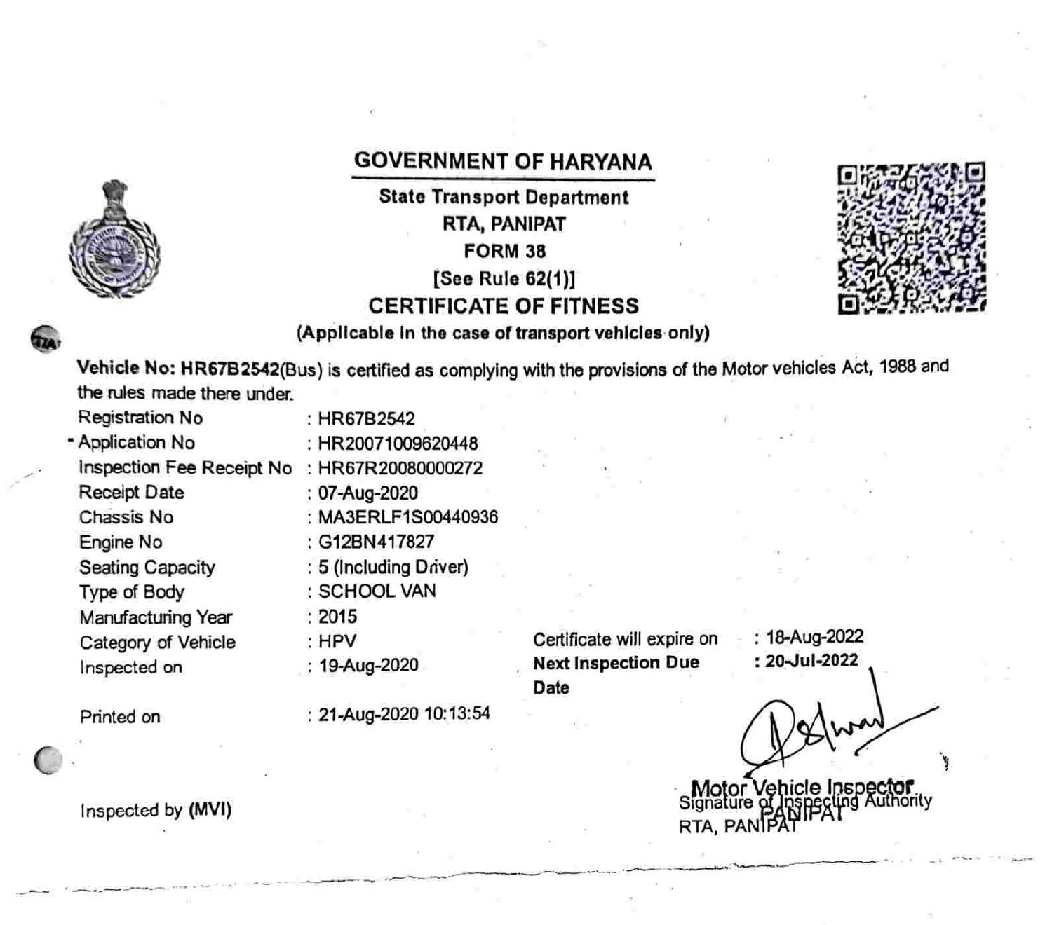# GOVERNMENT OF HARYANA

**State Transport Department**

**RTA, PANIPAT**

**FORM 38**

**[See Rule 62(1)]**

## CERTIFICATE OF FITNESS

**(Applicable in the case of transport vehicles only)**

**Vehicle No: HR67B2542**(Bus) is certified as complying with the provisions of the Motor vehicles Act, 1988 and the rules made there under.

| | |
|---|---|
| Registration No | : HR67B2542 |
| Application No | : HR20071009620448 |
| Inspection Fee Receipt No | : HR67R20080000272 |
| Receipt Date | : 07-Aug-2020 |
| Chassis No | : MA3ERLF1S00440936 |
| Engine No | : G12BN417827 |
| Seating Capacity | : 5 (Including Driver) |
| Type of Body | : SCHOOL VAN |
| Manufacturing Year | : 2015 |
| Category of Vehicle | : HPV |
| Inspected on | : 19-Aug-2020 |
| Printed on | : 21-Aug-2020 10:13:54 |

Certificate will expire on : 18-Aug-2022

**Next Inspection Due Date** : **20-Jul-2022**

Inspected by **(MVI)**

Motor Vehicle Inspector PANIPAT

Signature of Inspecting Authority

RTA, PANIPAT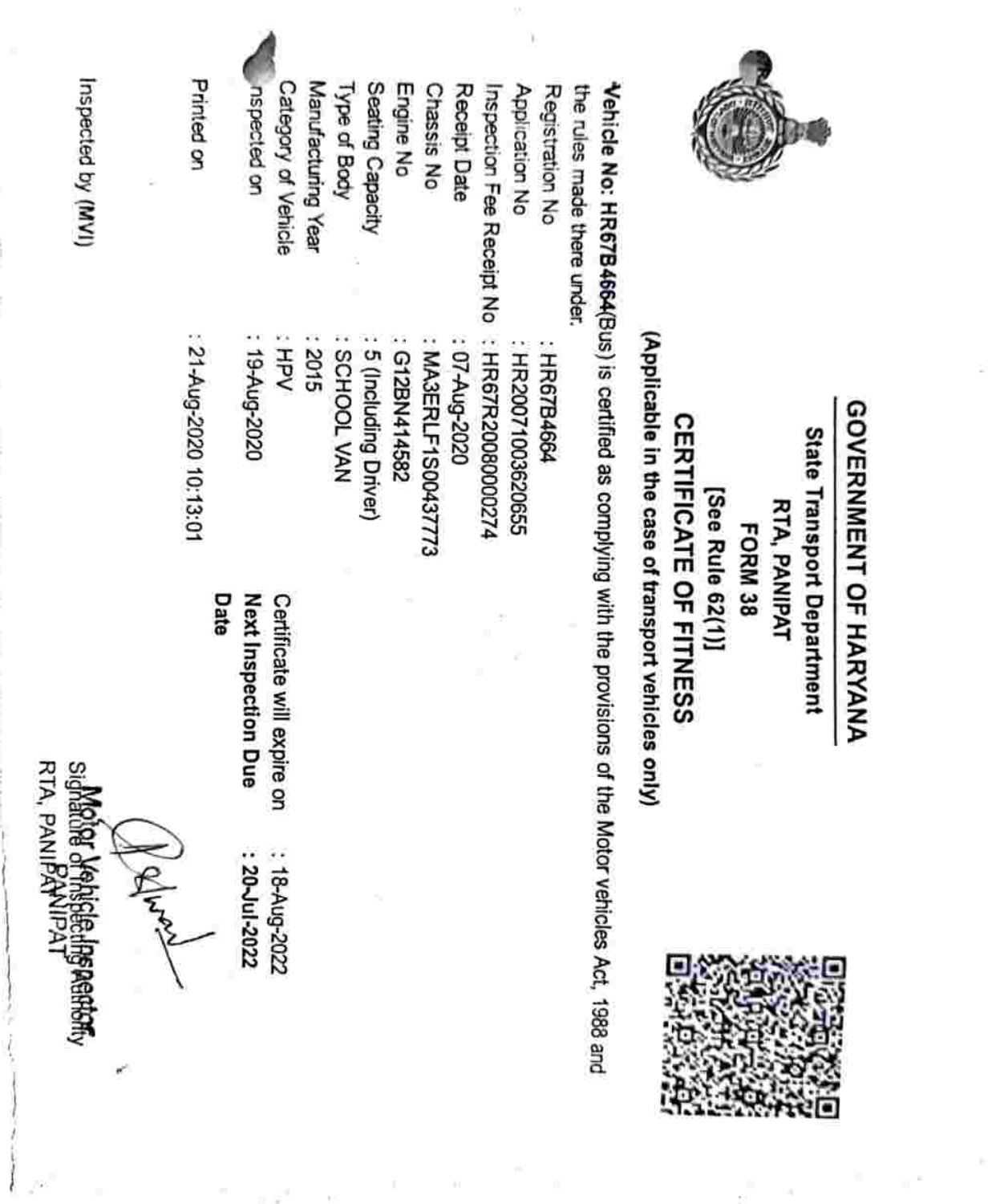# GOVERNMENT OF HARYANA

## State Transport Department

### RTA, PANIPAT

### FORM 38

### [See Rule 62(1)]

## CERTIFICATE OF FITNESS

**(Applicable in the case of transport vehicles only)**

**Vehicle No: HR67B4664**(Bus) is certified as complying with the provisions of the Motor vehicles Act, 1988 and the rules made there under.

| | |
|---|---|
| Registration No | : HR67B4664 |
| Application No | : HR20071003620655 |
| Inspection Fee Receipt No | : HR67R2008000274 |
| Receipt Date | : 07-Aug-2020 |
| Chassis No | : MA3ERLF1S00437773 |
| Engine No | : G12BN414582 |
| Seating Capacity | : 5 (Including Driver) |
| Type of Body | : SCHOOL VAN |
| Manufacturing Year | : 2015 |
| Category of Vehicle | : HPV |
| Inspected on | : 19-Aug-2020 |
| Printed on | : 21-Aug-2020 10:13:01 |

| | |
|---|---|
| Certificate will expire on | : 18-Aug-2022 |
| **Next Inspection Due Date** | **: 20-Jul-2022** |

Inspected by **(MVI)**

Motor Vehicle Inspector
Signature of Inspecting Authority
RTA, PANIPAT
PANIPAT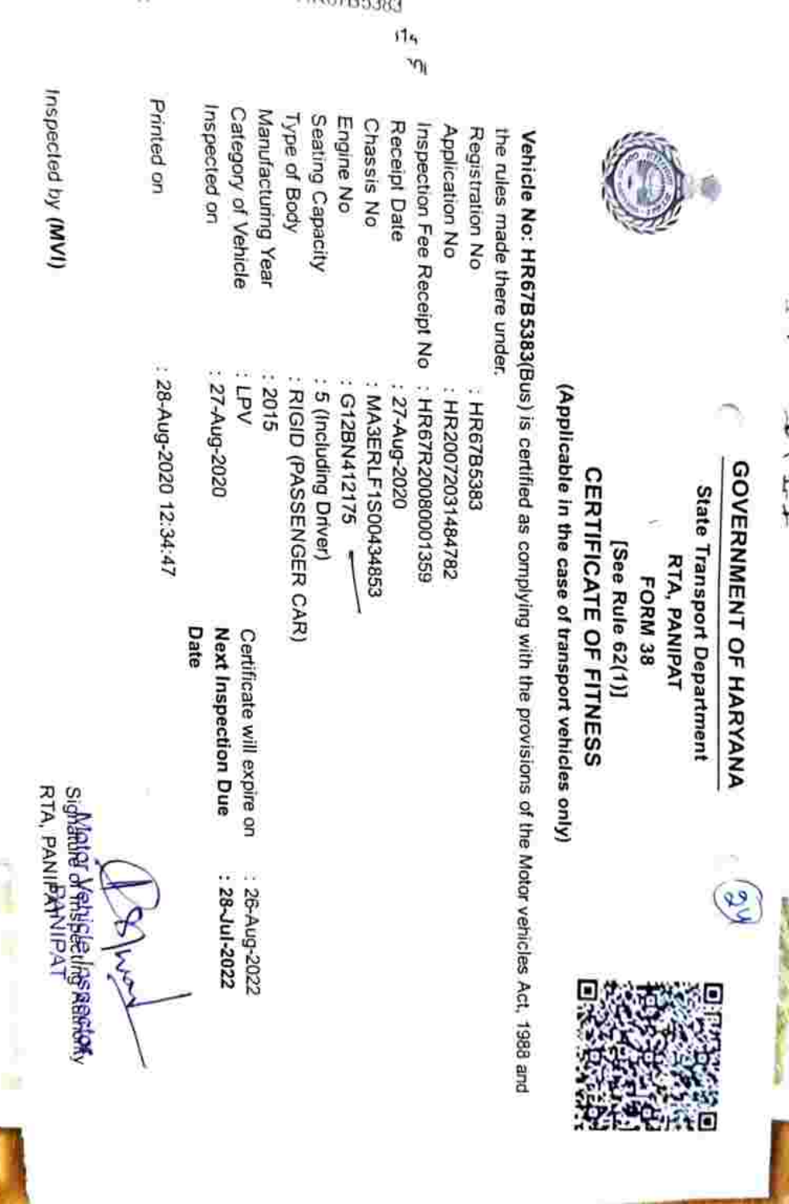# GOVERNMENT OF HARYANA

**State Transport Department**

**RTA, PANIPAT**

**FORM 38**

**[See Rule 62(1)]**

## CERTIFICATE OF FITNESS

**(Applicable in the case of transport vehicles only)**

**Vehicle No: HR67B5383**(Bus) is certified as complying with the provisions of the Motor vehicles Act, 1988 and the rules made there under.

| | |
|---|---|
| Registration No | : HR67B5383 |
| Application No | : HR200720314847​82 |
| Inspection Fee Receipt No | : HR67R200800​01359 |
| Receipt Date | : 27-Aug-2020 |
| Chassis No | : MA3ERLF1S00434853 |
| Engine No | : G12BN412175 |
| Seating Capacity | : 5 (Including Driver) |
| Type of Body | : RIGID (PASSENGER CAR) |
| Manufacturing Year | : 2015 |
| Category of Vehicle | : LPV |
| Inspected on | : 27-Aug-2020 |
| Printed on | : 28-Aug-2020 12:34:47 |

| | |
|---|---|
| Certificate will expire on | : 26-Aug-2022 |
| **Next Inspection Due Date** | **: 28-Jul-2022** |

Inspected by **(MVI)**

Signature of Inspecting Authority

Motor Vehicle Inspector

RTA, PANIPAT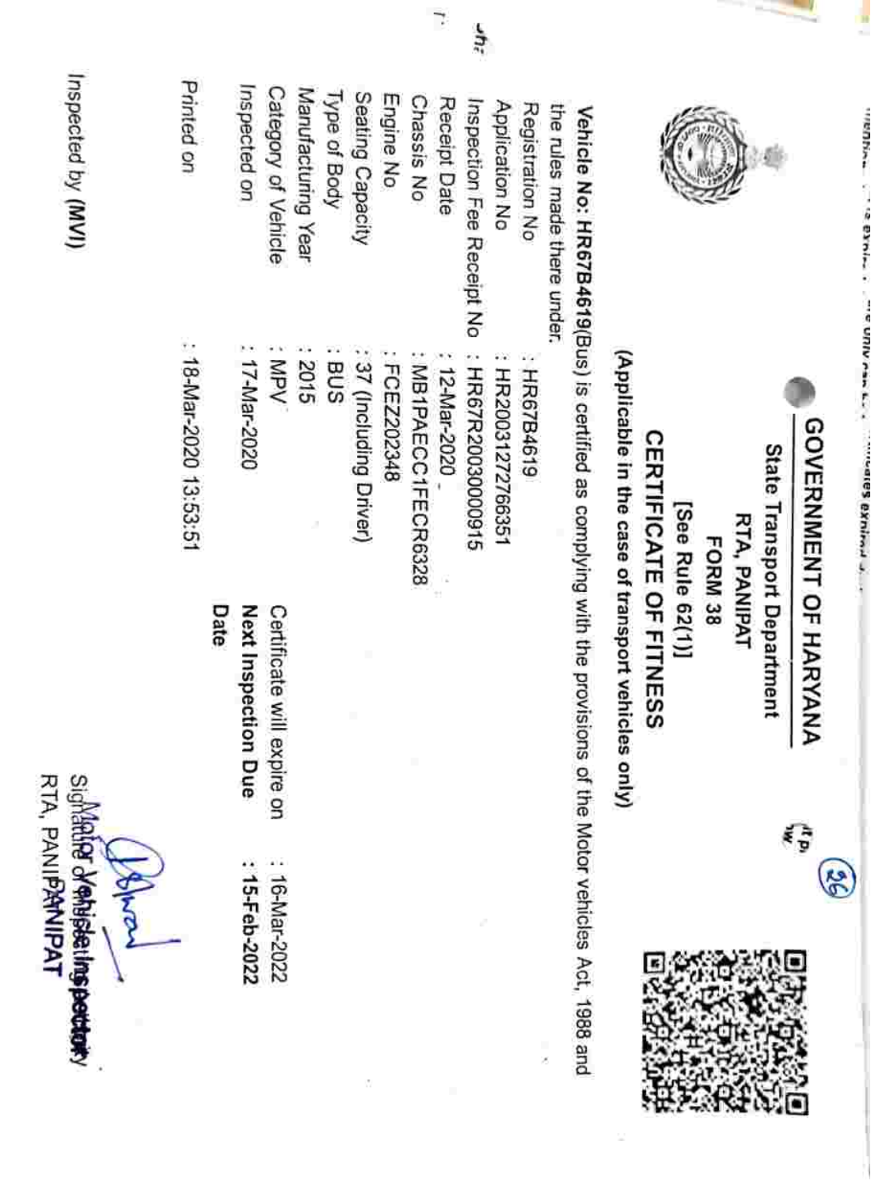# GOVERNMENT OF HARYANA

## State Transport Department

### RTA, PANIPAT

**FORM 38**

**[See Rule 62(1)]**

## CERTIFICATE OF FITNESS

**(Applicable in the case of transport vehicles only)**

**Vehicle No: HR67B4619**(Bus) is certified as complying with the provisions of the Motor vehicles Act, 1988 and the rules made there under.

| | |
|---|---|
| Registration No | : HR67B4619 |
| Application No | : HR200312727766351 |
| Inspection Fee Receipt No | : HR67R2003000915 |
| Receipt Date | : 12-Mar-2020 |
| Chassis No | : MB1PAECC1FECR6328 |
| Engine No | : FCEZ202348 |
| Seating Capacity | : 37 (Including Driver) |
| Type of Body | : BUS |
| Manufacturing Year | : 2015 |
| Category of Vehicle | : MPV |
| Inspected on | : 17-Mar-2020 |
| Printed on | : 18-Mar-2020 13:53:51 |

Certificate will expire on : 16-Mar-2022

**Next Inspection Due Date** : **15-Feb-2022**

Inspected by **(MVI)**

Signature of Motor Vehicle Inspector

RTA, PANIPAT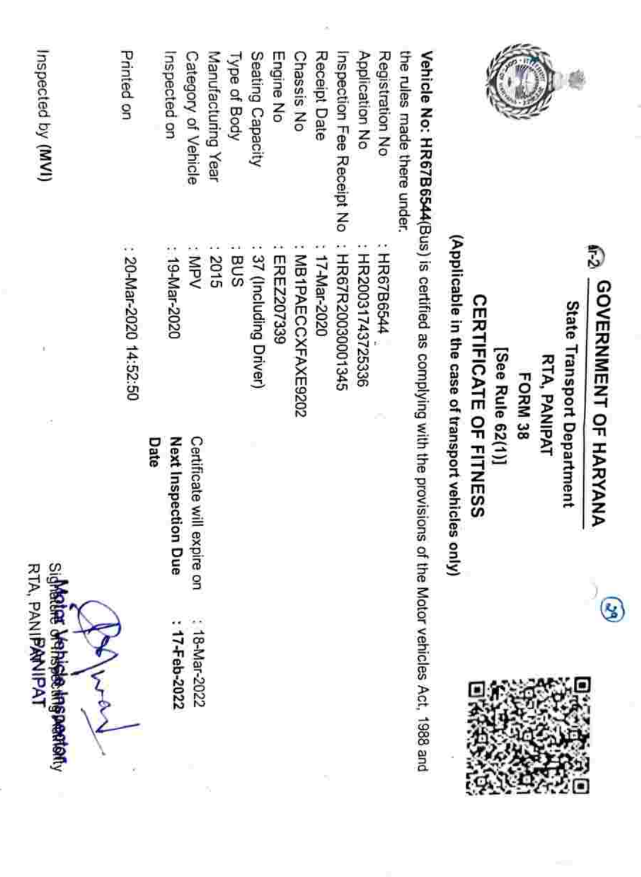# GOVERNMENT OF HARYANA

## State Transport Department

## RTA, PANIPAT

## FORM 38

**[See Rule 62(1)]**

## CERTIFICATE OF FITNESS

**(Applicable in the case of transport vehicles only)**

**Vehicle No: HR67B6544**(Bus) is certified as complying with the provisions of the Motor vehicles Act, 1988 and the rules made there under.

| | |
|---|---|
| Registration No | : HR67B6544 |
| Application No | : HR200317437225336 |
| Inspection Fee Receipt No | : HR67R200300001345 |
| Receipt Date | : 17-Mar-2020 |
| Chassis No | : MB1PAECCXFAXE9202 |
| Engine No | : EREZ207339 |
| Seating Capacity | : 37 (Including Driver) |
| Type of Body | : BUS |
| Manufacturing Year | : 2015 |
| Category of Vehicle | : MPV |
| Inspected on | : 19-Mar-2020 |

Certificate will expire on : 18-Mar-2022

**Next Inspection Due Date : 17-Feb-2022**

Printed on : 20-Mar-2020 14:52:50

Inspected by **(MVI)**

Signature of Inspecting Authority
Motor Vehicle Inspector
RTA, PANIPAT
PANIPAT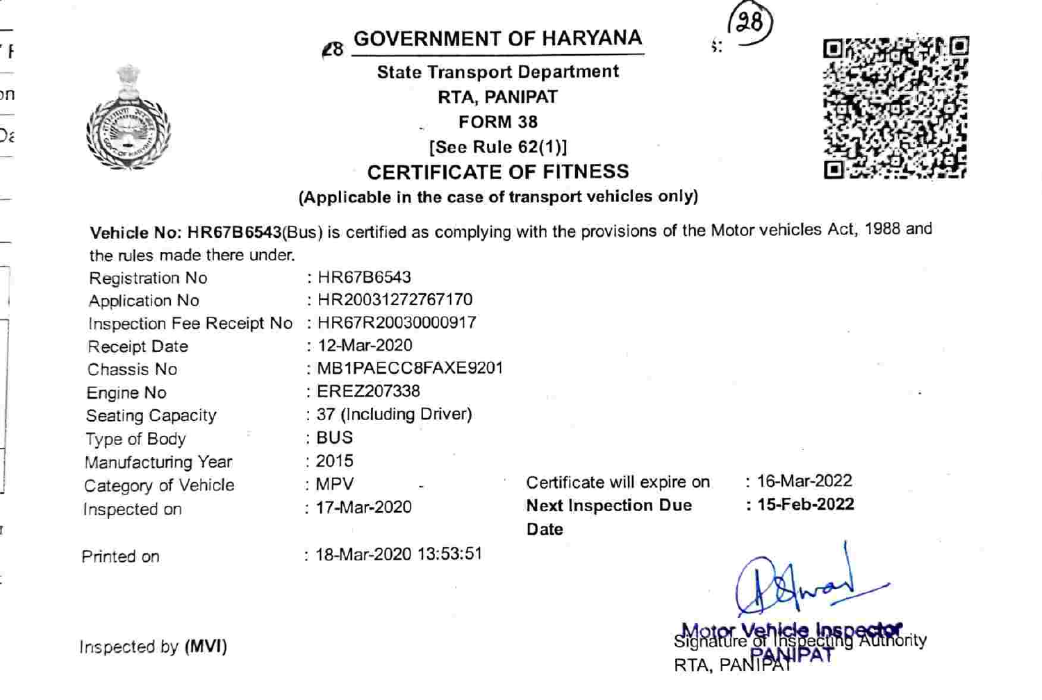## GOVERNMENT OF HARYANA

**State Transport Department**
**RTA, PANIPAT**
**FORM 38**
**[See Rule 62(1)]**

## CERTIFICATE OF FITNESS

**(Applicable in the case of transport vehicles only)**

**Vehicle No: HR67B6543**(Bus) is certified as complying with the provisions of the Motor vehicles Act, 1988 and the rules made there under.

| | |
|---|---|
| Registration No | : HR67B6543 |
| Application No | : HR20031272767170 |
| Inspection Fee Receipt No | : HR67R20030000917 |
| Receipt Date | : 12-Mar-2020 |
| Chassis No | : MB1PAECC8FAXE9201 |
| Engine No | : EREZ207338 |
| Seating Capacity | : 37 (Including Driver) |
| Type of Body | : BUS |
| Manufacturing Year | : 2015 |
| Category of Vehicle | : MPV |
| Inspected on | : 17-Mar-2020 |
| Printed on | : 18-Mar-2020 13:53:51 |

Certificate will expire on : 16-Mar-2022

**Next Inspection Due Date** : **15-Feb-2022**

Inspected by **(MVI)**

Motor Vehicle Inspector
PANIPAT

Signature of Inspecting Authority
RTA, PANIPAT